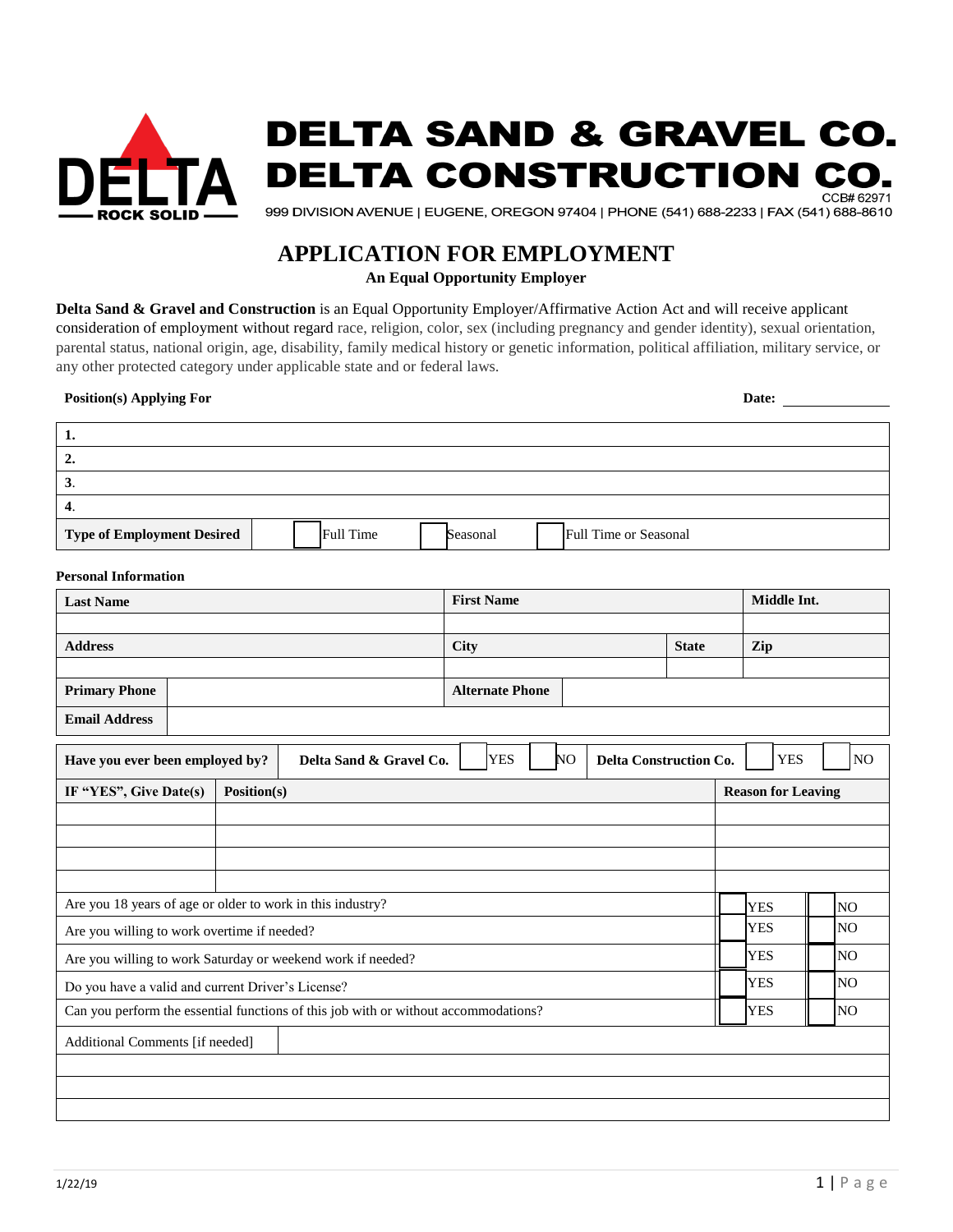# DELTA SAND & GRAVEL CO.
# DELTA CONSTRUCTION CO.

CCB# 62971

999 DIVISION AVENUE | EUGENE, OREGON 97404 | PHONE (541) 688-2233 | FAX (541) 688-8610

## APPLICATION FOR EMPLOYMENT

**An Equal Opportunity Employer**

**Delta Sand & Gravel and Construction** is an Equal Opportunity Employer/Affirmative Action Act and will receive applicant consideration of employment without regard race, religion, color, sex (including pregnancy and gender identity), sexual orientation, parental status, national origin, age, disability, family medical history or genetic information, political affiliation, military service, or any other protected category under applicable state and or federal laws.

**Position(s) Applying For** **Date:** ____________

| | | | |
|---|---|---|---|
| **1.** | | | |
| **2.** | | | |
| **3.** | | | |
| **4.** | | | |
| **Type of Employment Desired** | ☐ Full Time | ☐ Seasonal | ☐ Full Time or Seasonal |

**Personal Information**

| **Last Name** | **First Name** | | **Middle Int.** |
|---|---|---|---|
| | | | |
| **Address** | **City** | **State** | **Zip** |
| | | | |
| **Primary Phone** | **Alternate Phone** | | |
| **Email Address** | | | |

| **Have you ever been employed by?** | **Delta Sand & Gravel Co.** | ☐ YES | ☐ NO | **Delta Construction Co.** | ☐ YES | ☐ NO |
|---|---|---|---|---|---|---|

| **IF "YES", Give Date(s)** | **Position(s)** | **Reason for Leaving** |
|---|---|---|
| | | |
| | | |
| | | |
| | | |

| | | |
|---|---|---|
| Are you 18 years of age or older to work in this industry? | ☐ YES | ☐ NO |
| Are you willing to work overtime if needed? | ☐ YES | ☐ NO |
| Are you willing to work Saturday or weekend work if needed? | ☐ YES | ☐ NO |
| Do you have a valid and current Driver's License? | ☐ YES | ☐ NO |
| Can you perform the essential functions of this job with or without accommodations? | ☐ YES | ☐ NO |

| Additional Comments [if needed] | |
|---|---|
| | |
| | |
| | |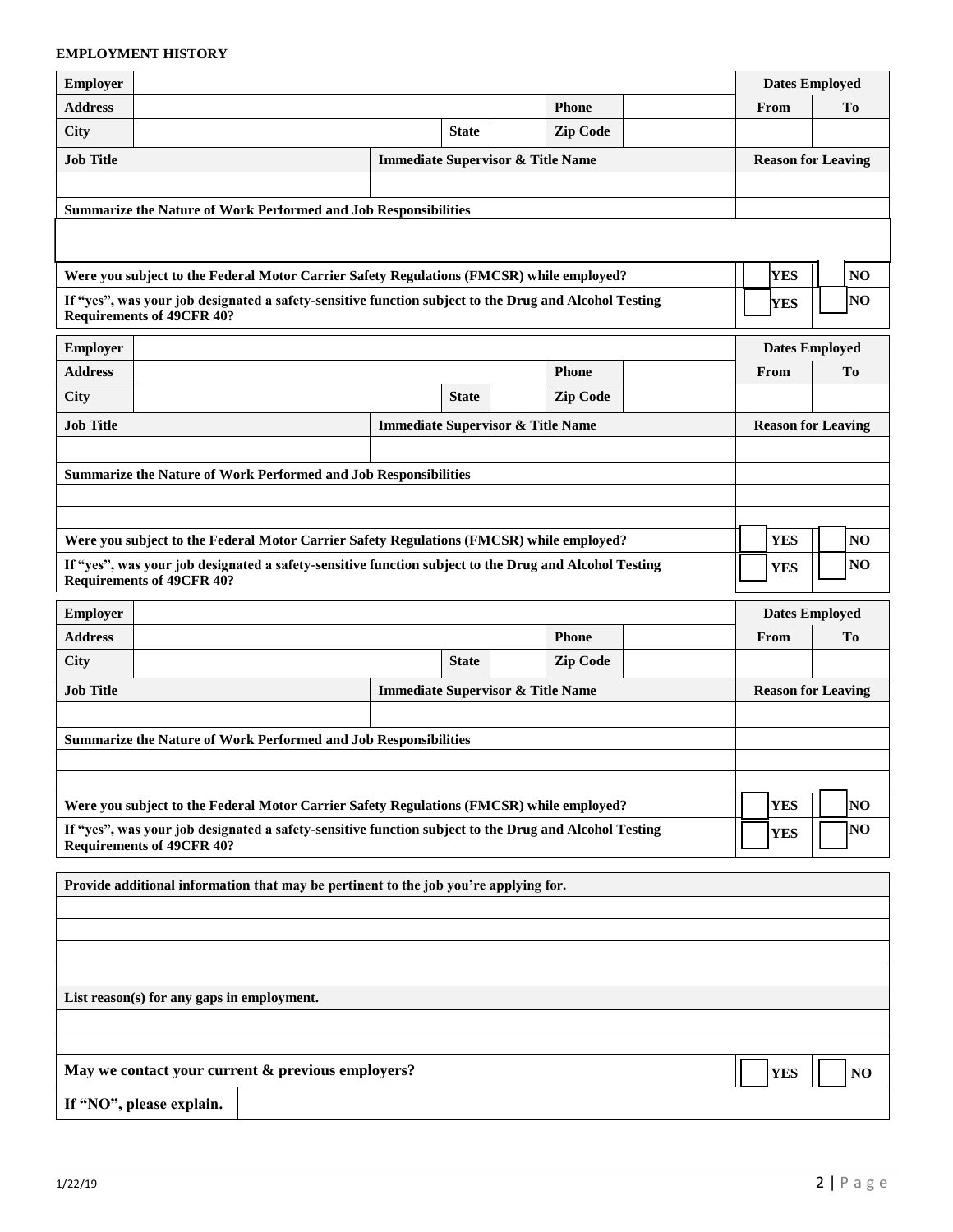**EMPLOYMENT HISTORY**

| Employer | | | | | | Dates Employed | |
|---|---|---|---|---|---|---|---|
| Address | | | | Phone | | From | To |
| City | | State | | Zip Code | | | |
| Job Title | Immediate Supervisor & Title Name | | | | | Reason for Leaving | |
| | | | | | | | |
| Summarize the Nature of Work Performed and Job Responsibilities | | | | | | | |
| | | | | | | | |
| Were you subject to the Federal Motor Carrier Safety Regulations (FMCSR) while employed? | | | | | | ☐ YES | ☐ NO |
| If "yes", was your job designated a safety-sensitive function subject to the Drug and Alcohol Testing Requirements of 49CFR 40? | | | | | | ☐ YES | ☐ NO |

| Employer | | | | | | Dates Employed | |
|---|---|---|---|---|---|---|---|
| Address | | | | Phone | | From | To |
| City | | State | | Zip Code | | | |
| Job Title | Immediate Supervisor & Title Name | | | | | Reason for Leaving | |
| | | | | | | | |
| Summarize the Nature of Work Performed and Job Responsibilities | | | | | | | |
| | | | | | | | |
| | | | | | | | |
| Were you subject to the Federal Motor Carrier Safety Regulations (FMCSR) while employed? | | | | | | ☐ YES | ☐ NO |
| If "yes", was your job designated a safety-sensitive function subject to the Drug and Alcohol Testing Requirements of 49CFR 40? | | | | | | ☐ YES | ☐ NO |

| Employer | | | | | | Dates Employed | |
|---|---|---|---|---|---|---|---|
| Address | | | | Phone | | From | To |
| City | | State | | Zip Code | | | |
| Job Title | Immediate Supervisor & Title Name | | | | | Reason for Leaving | |
| | | | | | | | |
| Summarize the Nature of Work Performed and Job Responsibilities | | | | | | | |
| | | | | | | | |
| | | | | | | | |
| Were you subject to the Federal Motor Carrier Safety Regulations (FMCSR) while employed? | | | | | | ☐ YES | ☐ NO |
| If "yes", was your job designated a safety-sensitive function subject to the Drug and Alcohol Testing Requirements of 49CFR 40? | | | | | | ☐ YES | ☐ NO |

| Provide additional information that may be pertinent to the job you're applying for. | | |
|---|---|---|
| | | |
| | | |
| | | |
| | | |
| List reason(s) for any gaps in employment. | | |
| | | |
| | | |
| May we contact your current & previous employers? | ☐ YES | ☐ NO |
| If "NO", please explain. | | |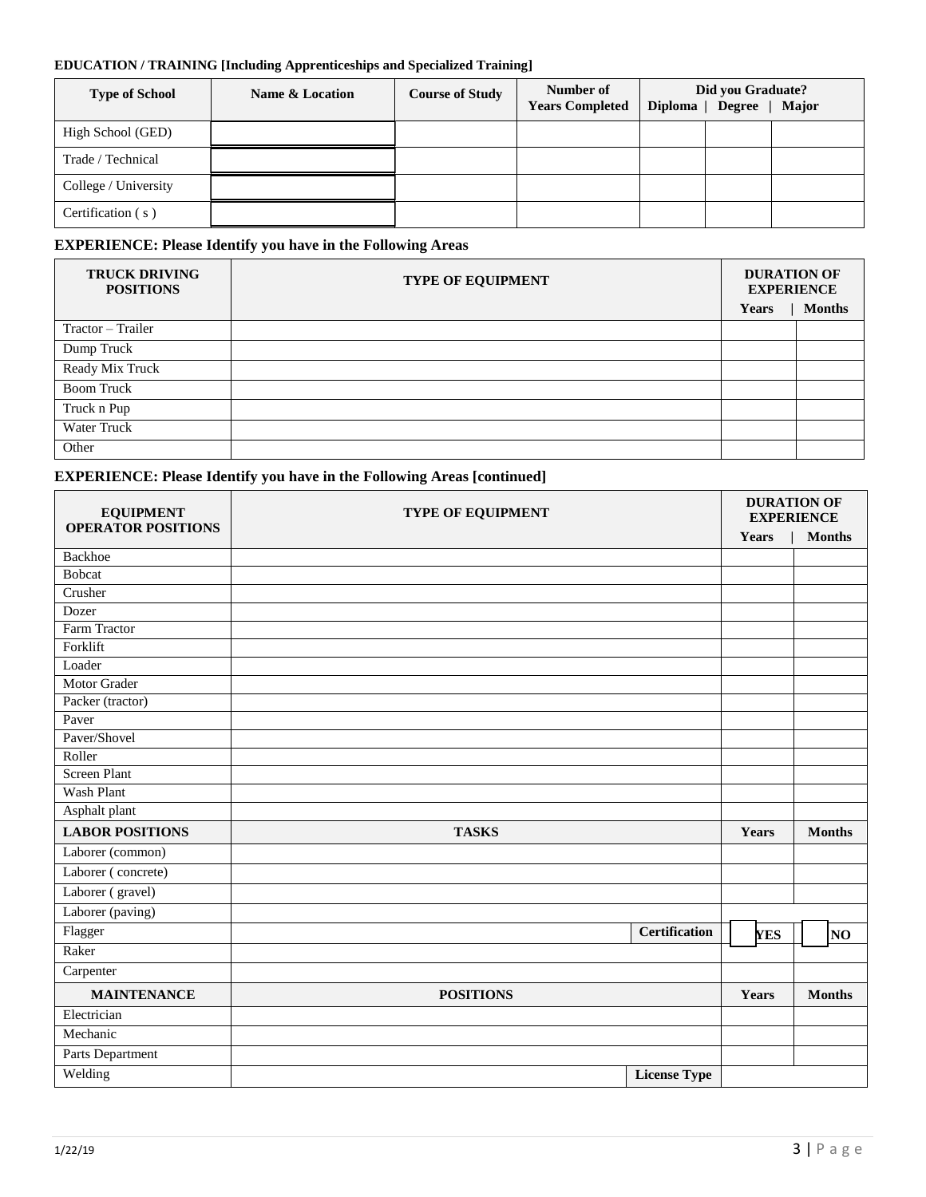**EDUCATION / TRAINING [Including Apprenticeships and Specialized Training]**

| Type of School | Name & Location | Course of Study | Number of Years Completed | Did you Graduate? Diploma | Degree | Major |
|---|---|---|---|---|---|---|
| High School (GED) | | | | | | |
| Trade / Technical | | | | | | |
| College / University | | | | | | |
| Certification ( s ) | | | | | | |

**EXPERIENCE: Please Identify you have in the Following Areas**

| TRUCK DRIVING POSITIONS | TYPE OF EQUIPMENT | DURATION OF EXPERIENCE Years | Months |
|---|---|---|---|
| Tractor – Trailer | | | |
| Dump Truck | | | |
| Ready Mix Truck | | | |
| Boom Truck | | | |
| Truck n Pup | | | |
| Water Truck | | | |
| Other | | | |

**EXPERIENCE: Please Identify you have in the Following Areas [continued]**

| EQUIPMENT OPERATOR POSITIONS | TYPE OF EQUIPMENT | | DURATION OF EXPERIENCE Years | Months |
|---|---|---|---|---|
| Backhoe | | | | |
| Bobcat | | | | |
| Crusher | | | | |
| Dozer | | | | |
| Farm Tractor | | | | |
| Forklift | | | | |
| Loader | | | | |
| Motor Grader | | | | |
| Packer (tractor) | | | | |
| Paver | | | | |
| Paver/Shovel | | | | |
| Roller | | | | |
| Screen Plant | | | | |
| Wash Plant | | | | |
| Asphalt plant | | | | |
| **LABOR POSITIONS** | **TASKS** | | **Years** | **Months** |
| Laborer (common) | | | | |
| Laborer ( concrete) | | | | |
| Laborer ( gravel) | | | | |
| Laborer (paving) | | | | |
| Flagger | | **Certification** | YES | NO |
| Raker | | | | |
| Carpenter | | | | |
| **MAINTENANCE** | **POSITIONS** | | **Years** | **Months** |
| Electrician | | | | |
| Mechanic | | | | |
| Parts Department | | | | |
| Welding | | **License Type** | | |

1/22/19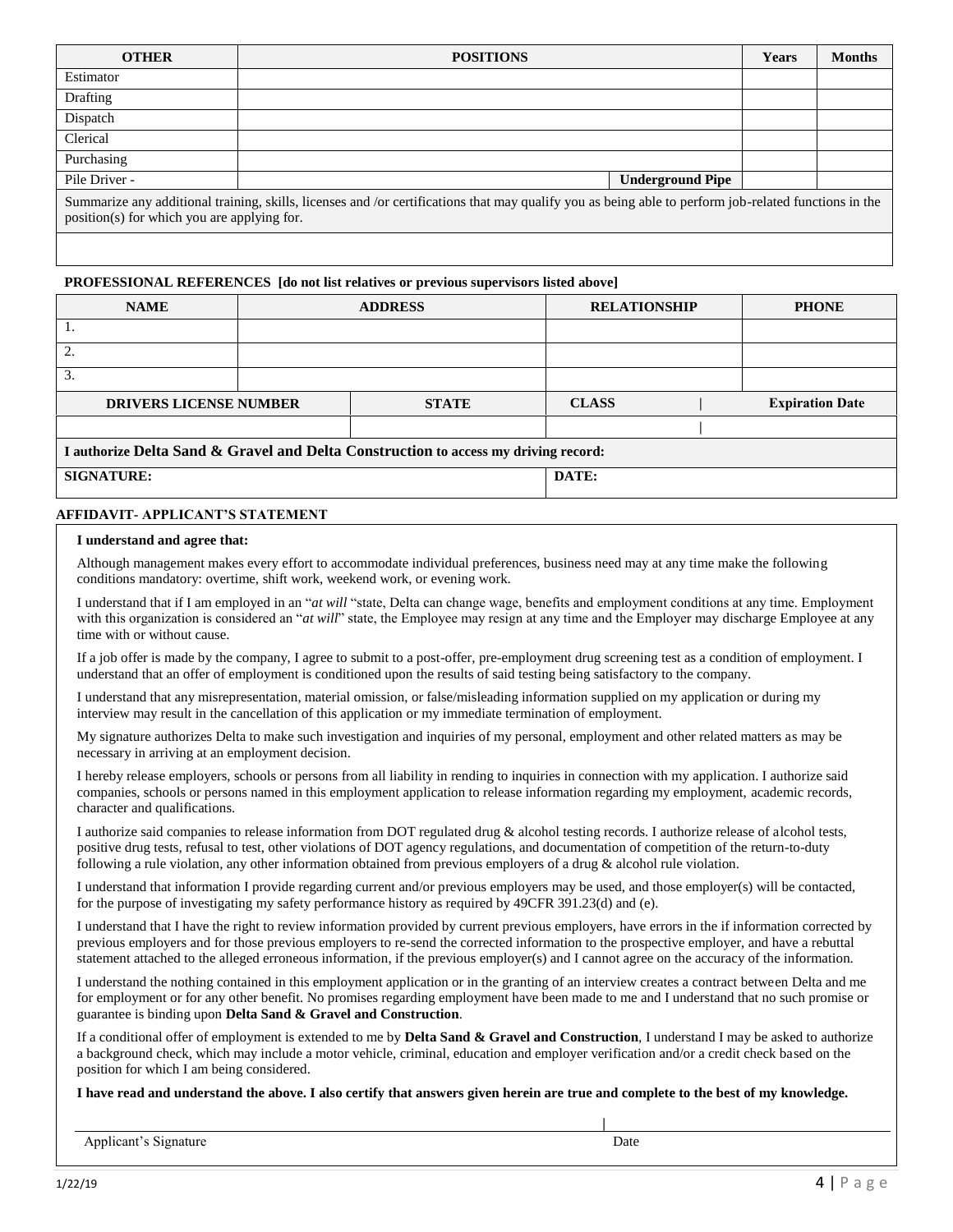| OTHER | POSITIONS | | Years | Months |
|---|---|---|---|---|
| Estimator | | | | |
| Drafting | | | | |
| Dispatch | | | | |
| Clerical | | | | |
| Purchasing | | | | |
| Pile Driver - | | **Underground Pipe** | | |

Summarize any additional training, skills, licenses and /or certifications that may qualify you as being able to perform job-related functions in the position(s) for which you are applying for.

**PROFESSIONAL REFERENCES [do not list relatives or previous supervisors listed above]**

| NAME | ADDRESS | RELATIONSHIP | PHONE |
|---|---|---|---|
| 1. | | | |
| 2. | | | |
| 3. | | | |

| DRIVERS LICENSE NUMBER | STATE | CLASS | Expiration Date |
|---|---|---|---|
| | | | |

**I authorize Delta Sand & Gravel and Delta Construction to access my driving record:**

| SIGNATURE: | DATE: |
|---|---|
| | |

**AFFIDAVIT- APPLICANT'S STATEMENT**

**I understand and agree that:**

Although management makes every effort to accommodate individual preferences, business need may at any time make the following conditions mandatory: overtime, shift work, weekend work, or evening work.

I understand that if I am employed in an "*at will* "state, Delta can change wage, benefits and employment conditions at any time. Employment with this organization is considered an "*at will*" state, the Employee may resign at any time and the Employer may discharge Employee at any time with or without cause.

If a job offer is made by the company, I agree to submit to a post-offer, pre-employment drug screening test as a condition of employment. I understand that an offer of employment is conditioned upon the results of said testing being satisfactory to the company.

I understand that any misrepresentation, material omission, or false/misleading information supplied on my application or during my interview may result in the cancellation of this application or my immediate termination of employment.

My signature authorizes Delta to make such investigation and inquiries of my personal, employment and other related matters as may be necessary in arriving at an employment decision.

I hereby release employers, schools or persons from all liability in rending to inquiries in connection with my application. I authorize said companies, schools or persons named in this employment application to release information regarding my employment, academic records, character and qualifications.

I authorize said companies to release information from DOT regulated drug & alcohol testing records. I authorize release of alcohol tests, positive drug tests, refusal to test, other violations of DOT agency regulations, and documentation of competition of the return-to-duty following a rule violation, any other information obtained from previous employers of a drug & alcohol rule violation.

I understand that information I provide regarding current and/or previous employers may be used, and those employer(s) will be contacted, for the purpose of investigating my safety performance history as required by 49CFR 391.23(d) and (e).

I understand that I have the right to review information provided by current previous employers, have errors in the if information corrected by previous employers and for those previous employers to re-send the corrected information to the prospective employer, and have a rebuttal statement attached to the alleged erroneous information, if the previous employer(s) and I cannot agree on the accuracy of the information.

I understand the nothing contained in this employment application or in the granting of an interview creates a contract between Delta and me for employment or for any other benefit. No promises regarding employment have been made to me and I understand that no such promise or guarantee is binding upon **Delta Sand & Gravel and Construction**.

If a conditional offer of employment is extended to me by **Delta Sand & Gravel and Construction**, I understand I may be asked to authorize a background check, which may include a motor vehicle, criminal, education and employer verification and/or a credit check based on the position for which I am being considered.

**I have read and understand the above. I also certify that answers given herein are true and complete to the best of my knowledge.**

Applicant's Signature | Date

1/22/19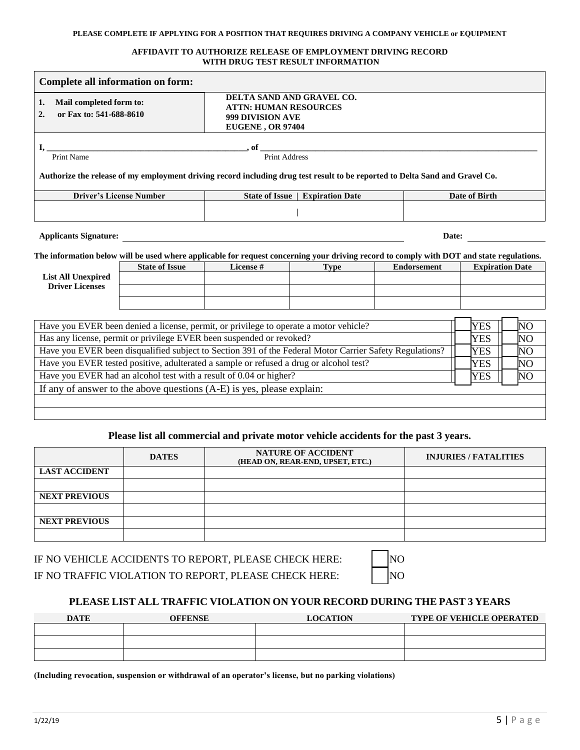**PLEASE COMPLETE IF APPLYING FOR A POSITION THAT REQUIRES DRIVING A COMPANY VEHICLE or EQUIPMENT**

**AFFIDAVIT TO AUTHORIZE RELEASE OF EMPLOYMENT DRIVING RECORD WITH DRUG TEST RESULT INFORMATION**

| **Complete all information on form:** | |
|---|---|
| **1. Mail completed form to:**<br>**2. or Fax to: 541-688-8610** | **DELTA SAND AND GRAVEL CO.**<br>**ATTN: HUMAN RESOURCES**<br>**999 DIVISION AVE**<br>**EUGENE , OR 97404** |

I, ______________________________________________, of ______________________________________________
Print Name Print Address

**Authorize the release of my employment driving record including drug test result to be reported to Delta Sand and Gravel Co.**

| **Driver's License Number** | **State of Issue \| Expiration Date** | **Date of Birth** |
|---|---|---|
| | \| | |

**Applicants Signature:** ______________________________________________ **Date:** ________________

**The information below will be used where applicable for request concerning your driving record to comply with DOT and state regulations.**

| | **State of Issue** | **License #** | **Type** | **Endorsement** | **Expiration Date** |
|---|---|---|---|---|---|
| **List All Unexpired Driver Licenses** | | | | | |
| | | | | | |
| | | | | | |

| | | |
|---|---|---|
| Have you EVER been denied a license, permit, or privilege to operate a motor vehicle? | ☐ YES | ☐ NO |
| Has any license, permit or privilege EVER been suspended or revoked? | ☐ YES | ☐ NO |
| Have you EVER been disqualified subject to Section 391 of the Federal Motor Carrier Safety Regulations? | ☐ YES | ☐ NO |
| Have you EVER tested positive, adulterated a sample or refused a drug or alcohol test? | ☐ YES | ☐ NO |
| Have you EVER had an alcohol test with a result of 0.04 or higher? | ☐ YES | ☐ NO |
| If any of answer to the above questions (A-E) is yes, please explain: | | |
| | | |
| | | |

### Please list all commercial and private motor vehicle accidents for the past 3 years.

| | **DATES** | **NATURE OF ACCIDENT (HEAD ON, REAR-END, UPSET, ETC.)** | **INJURIES / FATALITIES** |
|---|---|---|---|
| **LAST ACCIDENT** | | | |
| | | | |
| **NEXT PREVIOUS** | | | |
| | | | |
| **NEXT PREVIOUS** | | | |
| | | | |

IF NO VEHICLE ACCIDENTS TO REPORT, PLEASE CHECK HERE: ☐ NO

IF NO TRAFFIC VIOLATION TO REPORT, PLEASE CHECK HERE: ☐ NO

### PLEASE LIST ALL TRAFFIC VIOLATION ON YOUR RECORD DURING THE PAST 3 YEARS

| **DATE** | **OFFENSE** | **LOCATION** | **TYPE OF VEHICLE OPERATED** |
|---|---|---|---|
| | | | |
| | | | |
| | | | |

**(Including revocation, suspension or withdrawal of an operator's license, but no parking violations)**

1/22/19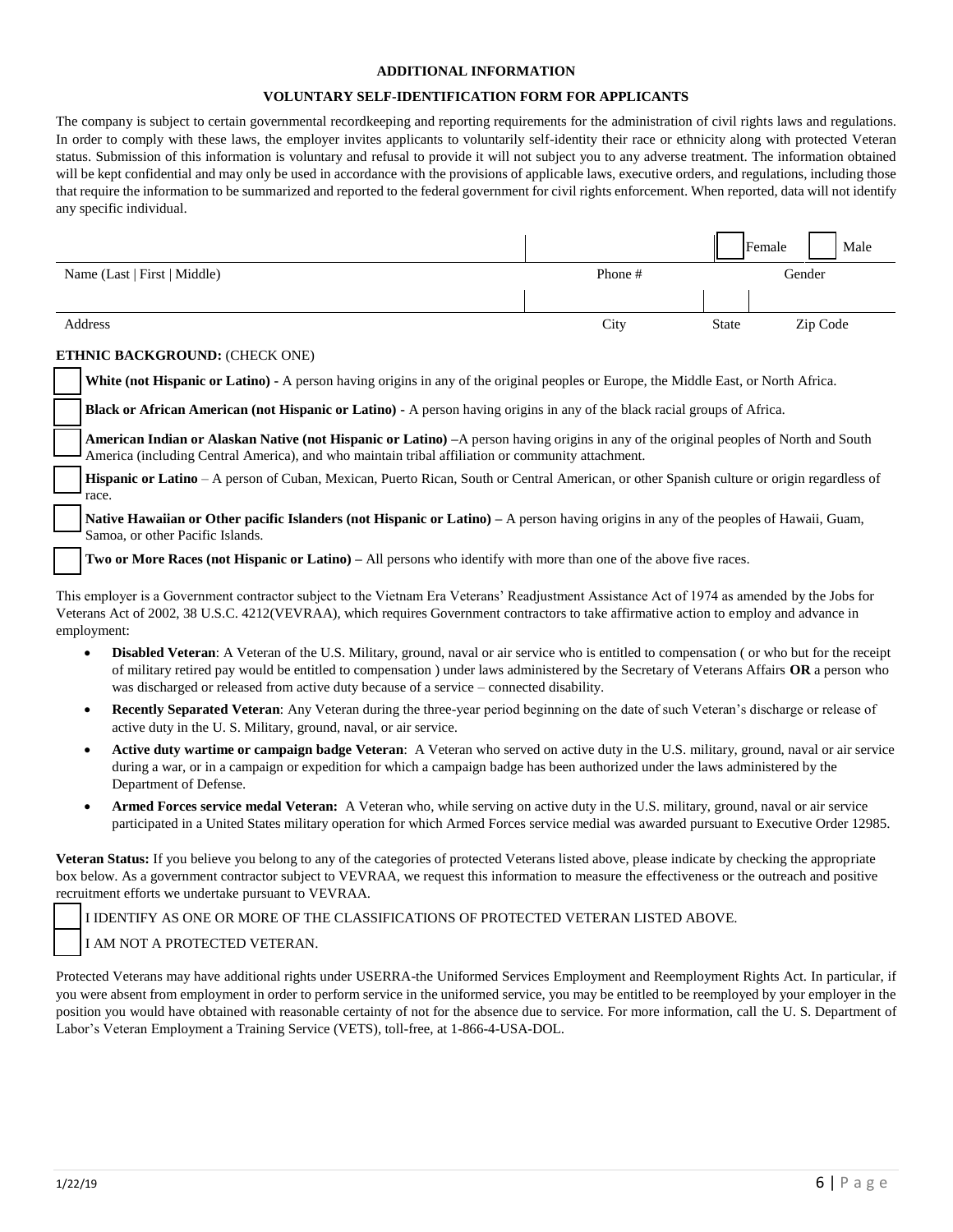**ADDITIONAL INFORMATION**

**VOLUNTARY SELF-IDENTIFICATION FORM FOR APPLICANTS**

The company is subject to certain governmental recordkeeping and reporting requirements for the administration of civil rights laws and regulations. In order to comply with these laws, the employer invites applicants to voluntarily self-identity their race or ethnicity along with protected Veteran status. Submission of this information is voluntary and refusal to provide it will not subject you to any adverse treatment. The information obtained will be kept confidential and may only be used in accordance with the provisions of applicable laws, executive orders, and regulations, including those that require the information to be summarized and reported to the federal government for civil rights enforcement. When reported, data will not identify any specific individual.

| | | ☐ Female ☐ Male |
|---|---|---|
| Name (Last \| First \| Middle) | Phone # | Gender |

| | | | |
|---|---|---|---|
| Address | City | State | Zip Code |

**ETHNIC BACKGROUND:** (CHECK ONE)

☐ **White (not Hispanic or Latino) -** A person having origins in any of the original peoples or Europe, the Middle East, or North Africa.

☐ **Black or African American (not Hispanic or Latino) -** A person having origins in any of the black racial groups of Africa.

☐ **American Indian or Alaskan Native (not Hispanic or Latino) –**A person having origins in any of the original peoples of North and South America (including Central America), and who maintain tribal affiliation or community attachment.

☐ **Hispanic or Latino** – A person of Cuban, Mexican, Puerto Rican, South or Central American, or other Spanish culture or origin regardless of race.

☐ **Native Hawaiian or Other pacific Islanders (not Hispanic or Latino) –** A person having origins in any of the peoples of Hawaii, Guam, Samoa, or other Pacific Islands.

☐ **Two or More Races (not Hispanic or Latino) –** All persons who identify with more than one of the above five races.

This employer is a Government contractor subject to the Vietnam Era Veterans' Readjustment Assistance Act of 1974 as amended by the Jobs for Veterans Act of 2002, 38 U.S.C. 4212(VEVRAA), which requires Government contractors to take affirmative action to employ and advance in employment:

- **Disabled Veteran**: A Veteran of the U.S. Military, ground, naval or air service who is entitled to compensation ( or who but for the receipt of military retired pay would be entitled to compensation ) under laws administered by the Secretary of Veterans Affairs **OR** a person who was discharged or released from active duty because of a service – connected disability.
- **Recently Separated Veteran**: Any Veteran during the three-year period beginning on the date of such Veteran's discharge or release of active duty in the U. S. Military, ground, naval, or air service.
- **Active duty wartime or campaign badge Veteran**: A Veteran who served on active duty in the U.S. military, ground, naval or air service during a war, or in a campaign or expedition for which a campaign badge has been authorized under the laws administered by the Department of Defense.
- **Armed Forces service medal Veteran:** A Veteran who, while serving on active duty in the U.S. military, ground, naval or air service participated in a United States military operation for which Armed Forces service medial was awarded pursuant to Executive Order 12985.

**Veteran Status:** If you believe you belong to any of the categories of protected Veterans listed above, please indicate by checking the appropriate box below. As a government contractor subject to VEVRAA, we request this information to measure the effectiveness or the outreach and positive recruitment efforts we undertake pursuant to VEVRAA.

☐ I IDENTIFY AS ONE OR MORE OF THE CLASSIFICATIONS OF PROTECTED VETERAN LISTED ABOVE.

☐ I AM NOT A PROTECTED VETERAN.

Protected Veterans may have additional rights under USERRA-the Uniformed Services Employment and Reemployment Rights Act. In particular, if you were absent from employment in order to perform service in the uniformed service, you may be entitled to be reemployed by your employer in the position you would have obtained with reasonable certainty of not for the absence due to service. For more information, call the U. S. Department of Labor's Veteran Employment a Training Service (VETS), toll-free, at 1-866-4-USA-DOL.

1/22/19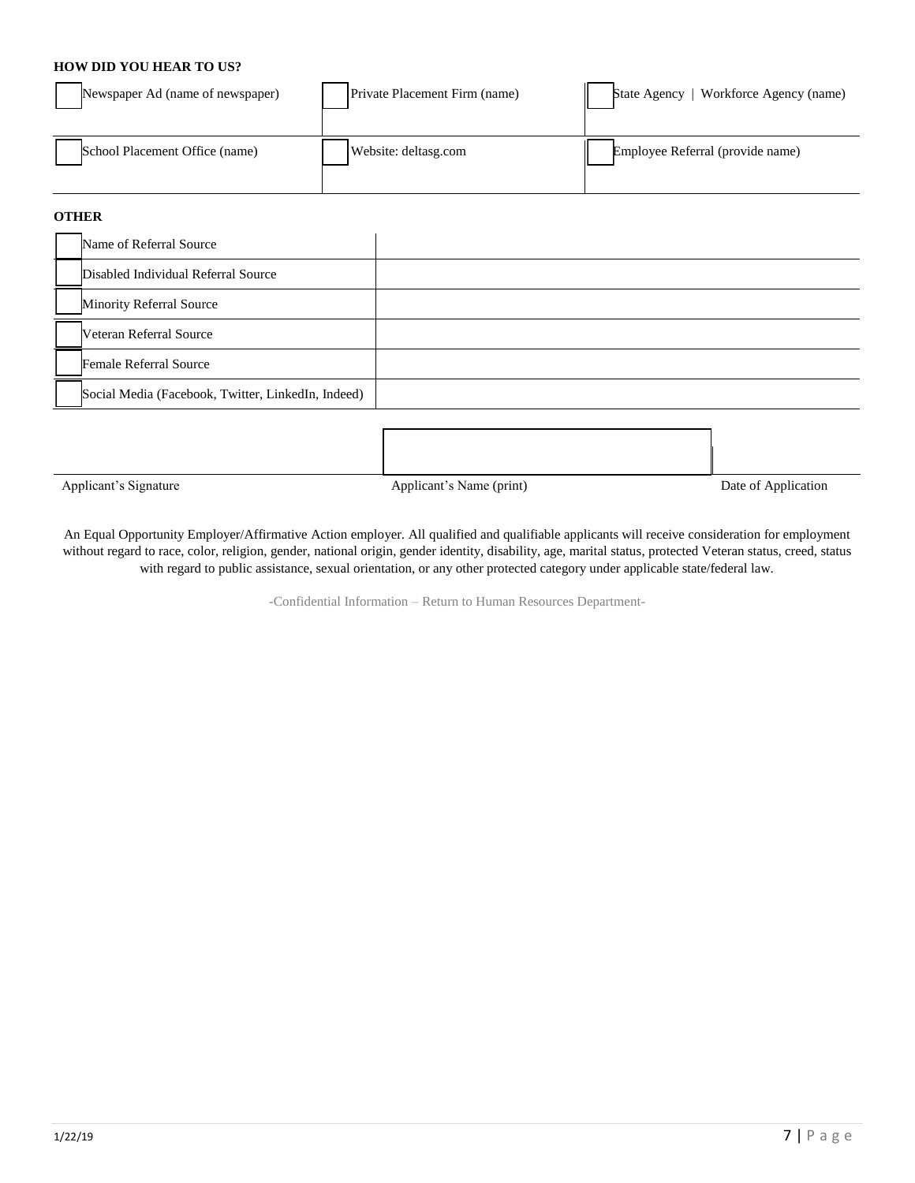**HOW DID YOU HEAR TO US?**

| | | |
|---|---|---|
| ☐ Newspaper Ad (name of newspaper) | ☐ Private Placement Firm (name) | ☐ State Agency \| Workforce Agency (name) |
| ☐ School Placement Office (name) | ☐ Website: deltasg.com | ☐ Employee Referral (provide name) |

**OTHER**

| | |
|---|---|
| ☐ Name of Referral Source | |
| ☐ Disabled Individual Referral Source | |
| ☐ Minority Referral Source | |
| ☐ Veteran Referral Source | |
| ☐ Female Referral Source | |
| ☐ Social Media (Facebook, Twitter, LinkedIn, Indeed) | |

| Applicant's Signature | Applicant's Name (print) | Date of Application |
|---|---|---|
| | | |

An Equal Opportunity Employer/Affirmative Action employer. All qualified and qualifiable applicants will receive consideration for employment without regard to race, color, religion, gender, national origin, gender identity, disability, age, marital status, protected Veteran status, creed, status with regard to public assistance, sexual orientation, or any other protected category under applicable state/federal law.

-Confidential Information – Return to Human Resources Department-

1/22/19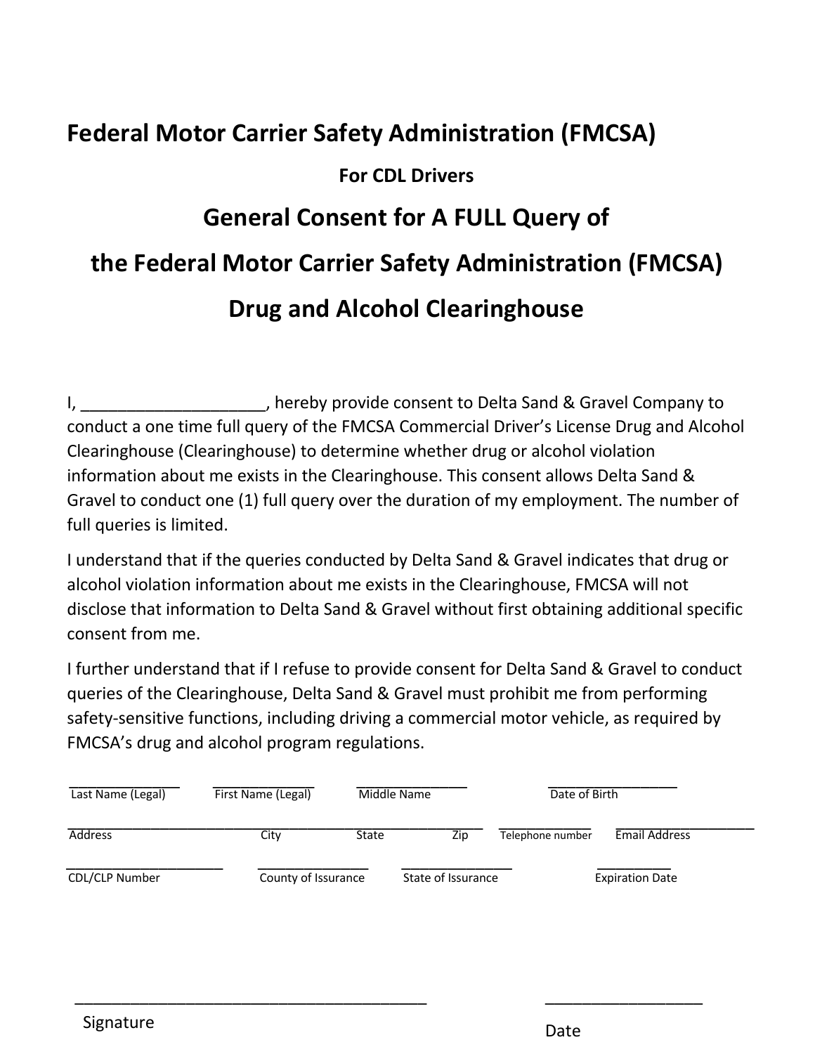# Federal Motor Carrier Safety Administration (FMCSA)

**For CDL Drivers**

## General Consent for A FULL Query of the Federal Motor Carrier Safety Administration (FMCSA) Drug and Alcohol Clearinghouse

I, ____________________, hereby provide consent to Delta Sand & Gravel Company to conduct a one time full query of the FMCSA Commercial Driver's License Drug and Alcohol Clearinghouse (Clearinghouse) to determine whether drug or alcohol violation information about me exists in the Clearinghouse. This consent allows Delta Sand & Gravel to conduct one (1) full query over the duration of my employment. The number of full queries is limited.

I understand that if the queries conducted by Delta Sand & Gravel indicates that drug or alcohol violation information about me exists in the Clearinghouse, FMCSA will not disclose that information to Delta Sand & Gravel without first obtaining additional specific consent from me.

I further understand that if I refuse to provide consent for Delta Sand & Gravel to conduct queries of the Clearinghouse, Delta Sand & Gravel must prohibit me from performing safety-sensitive functions, including driving a commercial motor vehicle, as required by FMCSA's drug and alcohol program regulations.

_______________ _______________ _______________ _______________
Last Name (Legal) First Name (Legal) Middle Name Date of Birth

_______________ _______________ _______________ _______________ _______________ _______________
Address City State Zip Telephone number Email Address

_______________ _______________ _______________ _______________
CDL/CLP Number County of Issurance State of Issurance Expiration Date

_______________________________ _______________
Signature Date